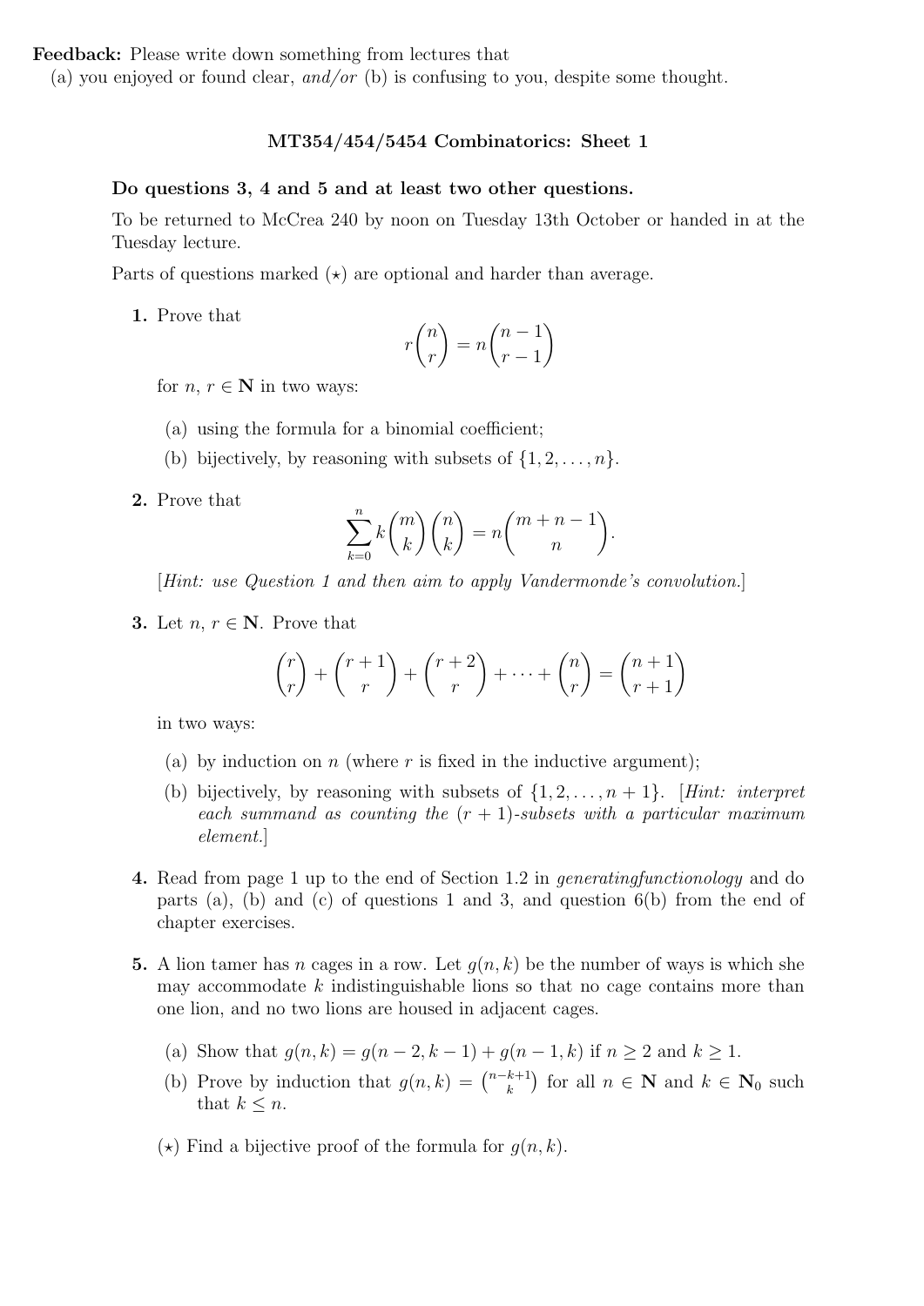**Feedback:** Please write down something from lectures that
(a) you enjoyed or found clear, *and/or* (b) is confusing to you, despite some thought.

## MT354/454/5454 Combinatorics: Sheet 1

**Do questions 3, 4 and 5 and at least two other questions.**

To be returned to McCrea 240 by noon on Tuesday 13th October or handed in at the Tuesday lecture.

Parts of questions marked ($\star$) are optional and harder than average.

**1.** Prove that

$$r\binom{n}{r} = n\binom{n-1}{r-1}$$

for $n, r \in \mathbf{N}$ in two ways:

(a) using the formula for a binomial coefficient;

(b) bijectively, by reasoning with subsets of $\{1, 2, \ldots, n\}$.

**2.** Prove that

$$\sum_{k=0}^{n} k\binom{m}{k}\binom{n}{k} = n\binom{m+n-1}{n}.$$

[*Hint: use Question 1 and then aim to apply Vandermonde's convolution.*]

**3.** Let $n, r \in \mathbf{N}$. Prove that

$$\binom{r}{r} + \binom{r+1}{r} + \binom{r+2}{r} + \cdots + \binom{n}{r} = \binom{n+1}{r+1}$$

in two ways:

(a) by induction on $n$ (where $r$ is fixed in the inductive argument);

(b) bijectively, by reasoning with subsets of $\{1, 2, \ldots, n+1\}$. [*Hint: interpret each summand as counting the $(r+1)$-subsets with a particular maximum element.*]

**4.** Read from page 1 up to the end of Section 1.2 in *generatingfunctionology* and do parts (a), (b) and (c) of questions 1 and 3, and question 6(b) from the end of chapter exercises.

**5.** A lion tamer has $n$ cages in a row. Let $g(n, k)$ be the number of ways is which she may accommodate $k$ indistinguishable lions so that no cage contains more than one lion, and no two lions are housed in adjacent cages.

(a) Show that $g(n, k) = g(n-2, k-1) + g(n-1, k)$ if $n \geq 2$ and $k \geq 1$.

(b) Prove by induction that $g(n, k) = \binom{n-k+1}{k}$ for all $n \in \mathbf{N}$ and $k \in \mathbf{N}_0$ such that $k \leq n$.

($\star$) Find a bijective proof of the formula for $g(n, k)$.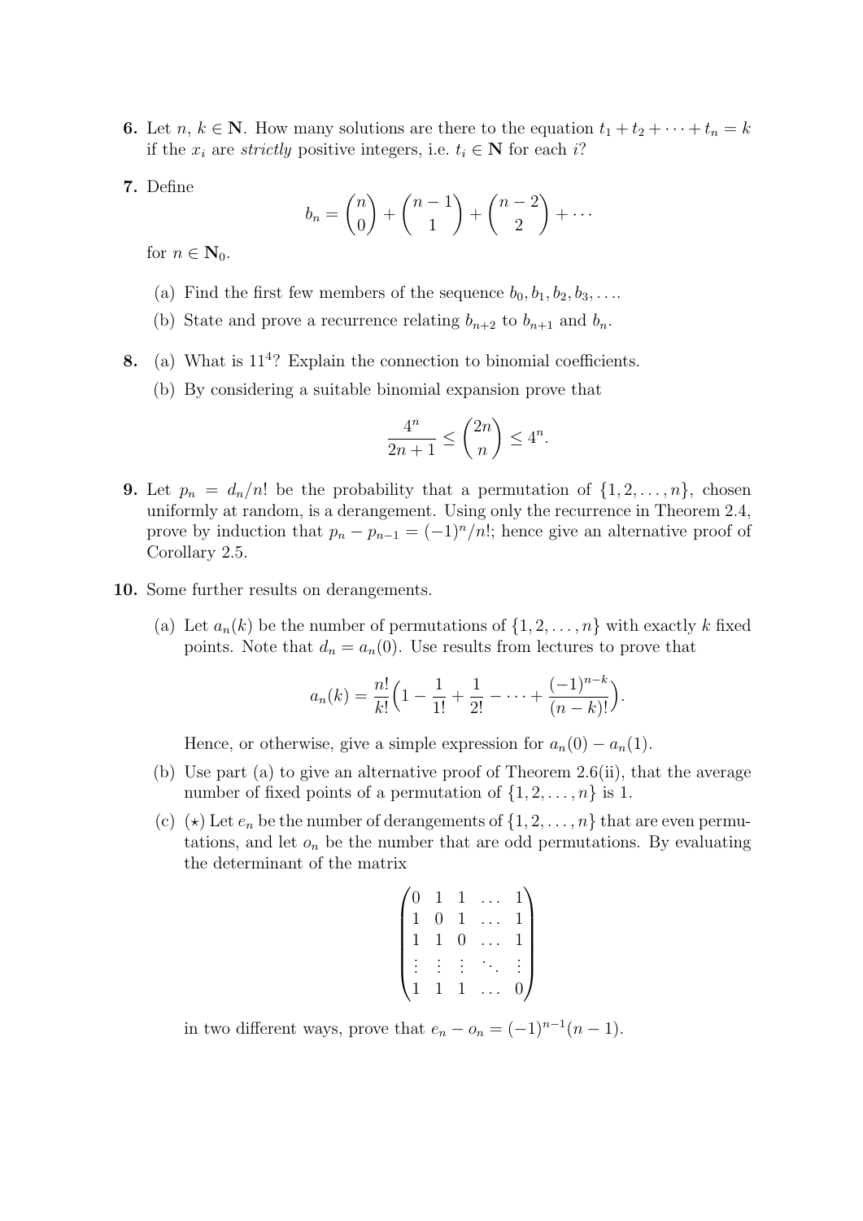**6.** Let $n$, $k \in \mathbf{N}$. How many solutions are there to the equation $t_1 + t_2 + \cdots + t_n = k$ if the $x_i$ are *strictly* positive integers, i.e. $t_i \in \mathbf{N}$ for each $i$?

**7.** Define

$$b_n = \binom{n}{0} + \binom{n-1}{1} + \binom{n-2}{2} + \cdots$$

for $n \in \mathbf{N}_0$.

(a) Find the first few members of the sequence $b_0, b_1, b_2, b_3, \ldots$.

(b) State and prove a recurrence relating $b_{n+2}$ to $b_{n+1}$ and $b_n$.

**8.** (a) What is $11^4$? Explain the connection to binomial coefficients.

(b) By considering a suitable binomial expansion prove that

$$\frac{4^n}{2n+1} \leq \binom{2n}{n} \leq 4^n.$$

**9.** Let $p_n = d_n/n!$ be the probability that a permutation of $\{1, 2, \ldots, n\}$, chosen uniformly at random, is a derangement. Using only the recurrence in Theorem 2.4, prove by induction that $p_n - p_{n-1} = (-1)^n/n!$; hence give an alternative proof of Corollary 2.5.

**10.** Some further results on derangements.

(a) Let $a_n(k)$ be the number of permutations of $\{1, 2, \ldots, n\}$ with exactly $k$ fixed points. Note that $d_n = a_n(0)$. Use results from lectures to prove that

$$a_n(k) = \frac{n!}{k!}\Big(1 - \frac{1}{1!} + \frac{1}{2!} - \cdots + \frac{(-1)^{n-k}}{(n-k)!}\Big).$$

Hence, or otherwise, give a simple expression for $a_n(0) - a_n(1)$.

(b) Use part (a) to give an alternative proof of Theorem 2.6(ii), that the average number of fixed points of a permutation of $\{1, 2, \ldots, n\}$ is 1.

(c) ($\star$) Let $e_n$ be the number of derangements of $\{1, 2, \ldots, n\}$ that are even permutations, and let $o_n$ be the number that are odd permutations. By evaluating the determinant of the matrix

$$\begin{pmatrix} 0 & 1 & 1 & \ldots & 1 \\ 1 & 0 & 1 & \ldots & 1 \\ 1 & 1 & 0 & \ldots & 1 \\ \vdots & \vdots & \vdots & \ddots & \vdots \\ 1 & 1 & 1 & \ldots & 0 \end{pmatrix}$$

in two different ways, prove that $e_n - o_n = (-1)^{n-1}(n-1)$.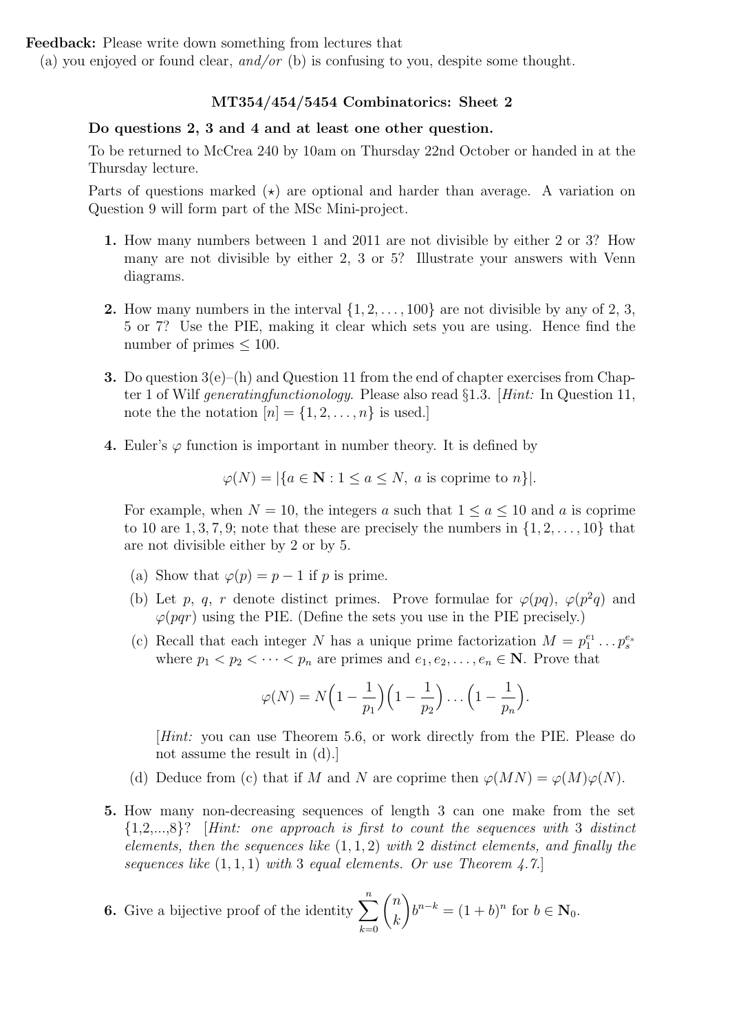**Feedback:** Please write down something from lectures that
(a) you enjoyed or found clear, *and/or* (b) is confusing to you, despite some thought.

## MT354/454/5454 Combinatorics: Sheet 2

**Do questions 2, 3 and 4 and at least one other question.**

To be returned to McCrea 240 by 10am on Thursday 22nd October or handed in at the Thursday lecture.

Parts of questions marked ($\star$) are optional and harder than average. A variation on Question 9 will form part of the MSc Mini-project.

**1.** How many numbers between 1 and 2011 are not divisible by either 2 or 3? How many are not divisible by either 2, 3 or 5? Illustrate your answers with Venn diagrams.

**2.** How many numbers in the interval $\{1, 2, \ldots, 100\}$ are not divisible by any of 2, 3, 5 or 7? Use the PIE, making it clear which sets you are using. Hence find the number of primes $\leq 100$.

**3.** Do question 3(e)–(h) and Question 11 from the end of chapter exercises from Chapter 1 of Wilf *generatingfunctionology*. Please also read §1.3. [*Hint:* In Question 11, note the the notation $[n] = \{1, 2, \ldots, n\}$ is used.]

**4.** Euler's $\varphi$ function is important in number theory. It is defined by

$$\varphi(N) = |\{a \in \mathbf{N} : 1 \leq a \leq N,\ a \text{ is coprime to } n\}|.$$

For example, when $N = 10$, the integers $a$ such that $1 \leq a \leq 10$ and $a$ is coprime to 10 are $1, 3, 7, 9$; note that these are precisely the numbers in $\{1, 2, \ldots, 10\}$ that are not divisible either by 2 or by 5.

(a) Show that $\varphi(p) = p - 1$ if $p$ is prime.

(b) Let $p$, $q$, $r$ denote distinct primes. Prove formulae for $\varphi(pq)$, $\varphi(p^2 q)$ and $\varphi(pqr)$ using the PIE. (Define the sets you use in the PIE precisely.)

(c) Recall that each integer $N$ has a unique prime factorization $M = p_1^{e_1} \ldots p_s^{e_s}$ where $p_1 < p_2 < \cdots < p_n$ are primes and $e_1, e_2, \ldots, e_n \in \mathbf{N}$. Prove that

$$\varphi(N) = N\Big(1 - \frac{1}{p_1}\Big)\Big(1 - \frac{1}{p_2}\Big) \ldots \Big(1 - \frac{1}{p_n}\Big).$$

[*Hint:* you can use Theorem 5.6, or work directly from the PIE. Please do not assume the result in (d).]

(d) Deduce from (c) that if $M$ and $N$ are coprime then $\varphi(MN) = \varphi(M)\varphi(N)$.

**5.** How many non-decreasing sequences of length 3 can one make from the set {1,2,...,8}? [*Hint: one approach is first to count the sequences with* 3 *distinct elements, then the sequences like* $(1, 1, 2)$ *with* 2 *distinct elements, and finally the sequences like* $(1, 1, 1)$ *with* 3 *equal elements. Or use Theorem 4.7.*]

**6.** Give a bijective proof of the identity $\displaystyle\sum_{k=0}^{n} \binom{n}{k} b^{n-k} = (1 + b)^n$ for $b \in \mathbf{N}_0$.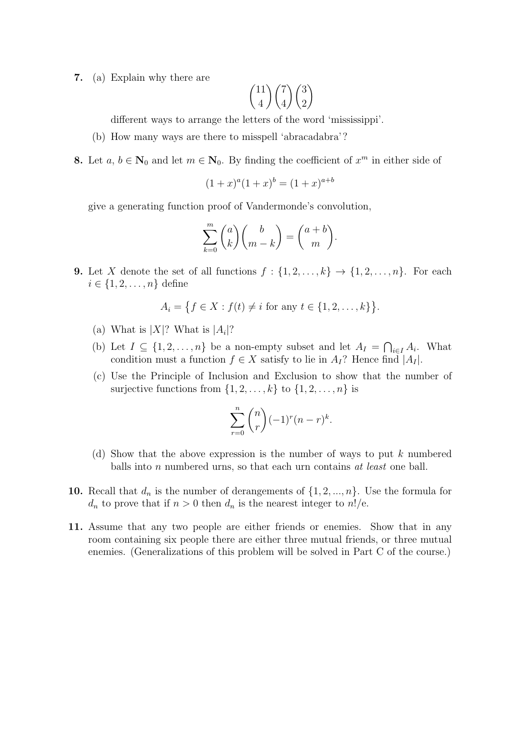**7.** (a) Explain why there are

$$\binom{11}{4}\binom{7}{4}\binom{3}{2}$$

different ways to arrange the letters of the word 'mississippi'.

(b) How many ways are there to misspell 'abracadabra'?

**8.** Let $a, b \in \mathbf{N}_0$ and let $m \in \mathbf{N}_0$. By finding the coefficient of $x^m$ in either side of

$$(1+x)^a(1+x)^b = (1+x)^{a+b}$$

give a generating function proof of Vandermonde's convolution,

$$\sum_{k=0}^{m} \binom{a}{k}\binom{b}{m-k} = \binom{a+b}{m}.$$

**9.** Let $X$ denote the set of all functions $f : \{1, 2, \ldots, k\} \to \{1, 2, \ldots, n\}$. For each $i \in \{1, 2, \ldots, n\}$ define

$$A_i = \big\{ f \in X : f(t) \neq i \text{ for any } t \in \{1, 2, \ldots, k\} \big\}.$$

(a) What is $|X|$? What is $|A_i|$?

(b) Let $I \subseteq \{1, 2, \ldots, n\}$ be a non-empty subset and let $A_I = \bigcap_{i \in I} A_i$. What condition must a function $f \in X$ satisfy to lie in $A_I$? Hence find $|A_I|$.

(c) Use the Principle of Inclusion and Exclusion to show that the number of surjective functions from $\{1, 2, \ldots, k\}$ to $\{1, 2, \ldots, n\}$ is

$$\sum_{r=0}^{n} \binom{n}{r} (-1)^r (n-r)^k.$$

(d) Show that the above expression is the number of ways to put $k$ numbered balls into $n$ numbered urns, so that each urn contains *at least* one ball.

**10.** Recall that $d_n$ is the number of derangements of $\{1, 2, ..., n\}$. Use the formula for $d_n$ to prove that if $n > 0$ then $d_n$ is the nearest integer to $n!/\mathrm{e}$.

**11.** Assume that any two people are either friends or enemies. Show that in any room containing six people there are either three mutual friends, or three mutual enemies. (Generalizations of this problem will be solved in Part C of the course.)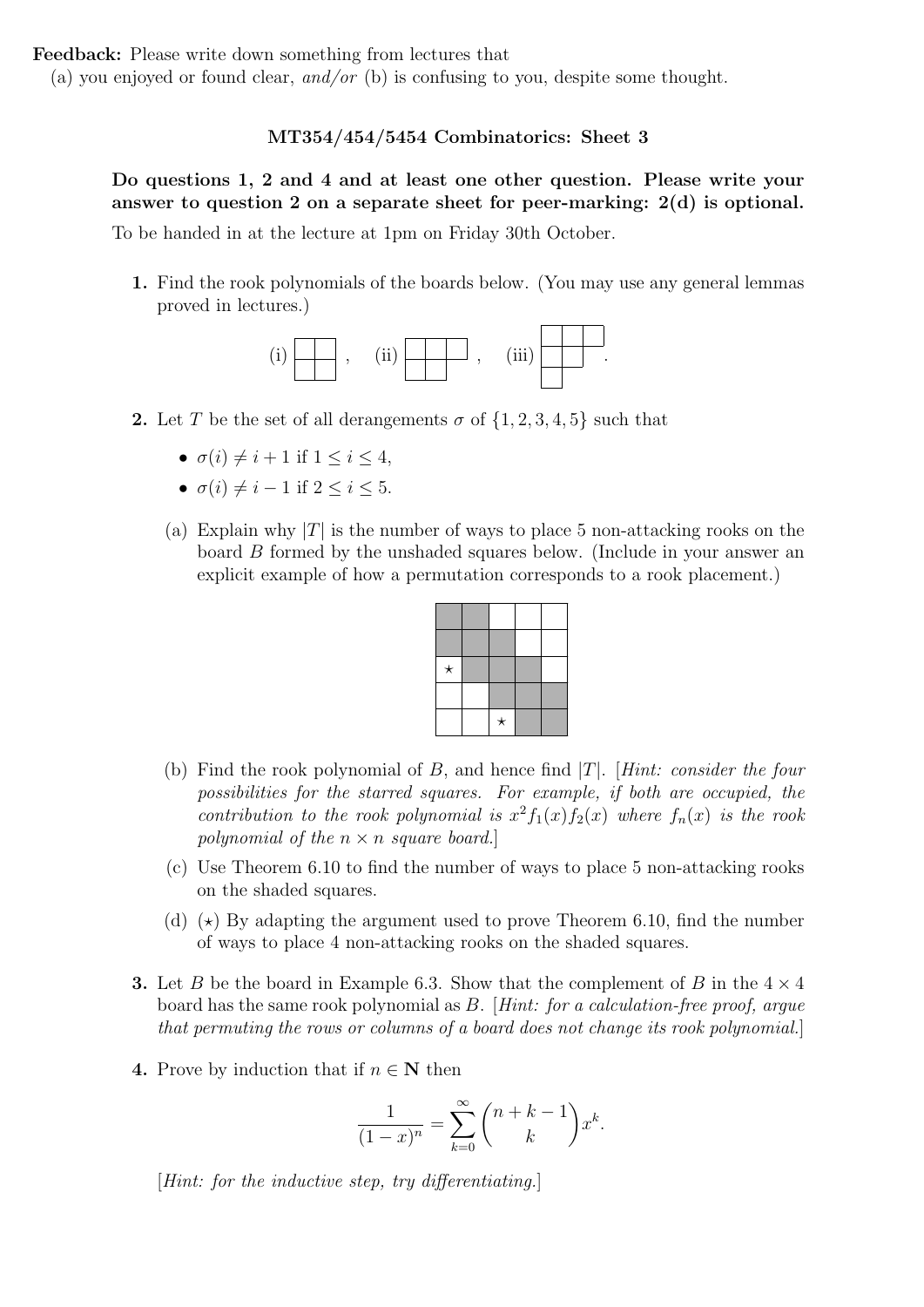**Feedback:** Please write down something from lectures that
(a) you enjoyed or found clear, *and/or* (b) is confusing to you, despite some thought.

## MT354/454/5454 Combinatorics: Sheet 3

**Do questions 1, 2 and 4 and at least one other question. Please write your answer to question 2 on a separate sheet for peer-marking: 2(d) is optional.**

To be handed in at the lecture at 1pm on Friday 30th October.

**1.** Find the rook polynomials of the boards below. (You may use any general lemmas proved in lectures.)

(i) , (ii) , (iii) .

**2.** Let $T$ be the set of all derangements $\sigma$ of $\{1, 2, 3, 4, 5\}$ such that

- $\sigma(i) \neq i + 1$ if $1 \leq i \leq 4$,
- $\sigma(i) \neq i - 1$ if $2 \leq i \leq 5$.

(a) Explain why $|T|$ is the number of ways to place 5 non-attacking rooks on the board $B$ formed by the unshaded squares below. (Include in your answer an explicit example of how a permutation corresponds to a rook placement.)

| | | | | |
|---|---|---|---|---|
| ■ | ■ | | | |
| ■ | ■ | ■ | | |
| ⋆ | ■ | ■ | ■ | |
| | | ■ | ■ | ■ |
| | | ⋆ | ■ | ■ |

(b) Find the rook polynomial of $B$, and hence find $|T|$. [*Hint: consider the four possibilities for the starred squares. For example, if both are occupied, the contribution to the rook polynomial is $x^2 f_1(x) f_2(x)$ where $f_n(x)$ is the rook polynomial of the $n \times n$ square board.*]

(c) Use Theorem 6.10 to find the number of ways to place 5 non-attacking rooks on the shaded squares.

(d) ($\star$) By adapting the argument used to prove Theorem 6.10, find the number of ways to place 4 non-attacking rooks on the shaded squares.

**3.** Let $B$ be the board in Example 6.3. Show that the complement of $B$ in the $4 \times 4$ board has the same rook polynomial as $B$. [*Hint: for a calculation-free proof, argue that permuting the rows or columns of a board does not change its rook polynomial.*]

**4.** Prove by induction that if $n \in \mathbf{N}$ then

$$\frac{1}{(1-x)^n} = \sum_{k=0}^{\infty} \binom{n+k-1}{k} x^k.$$

[*Hint: for the inductive step, try differentiating.*]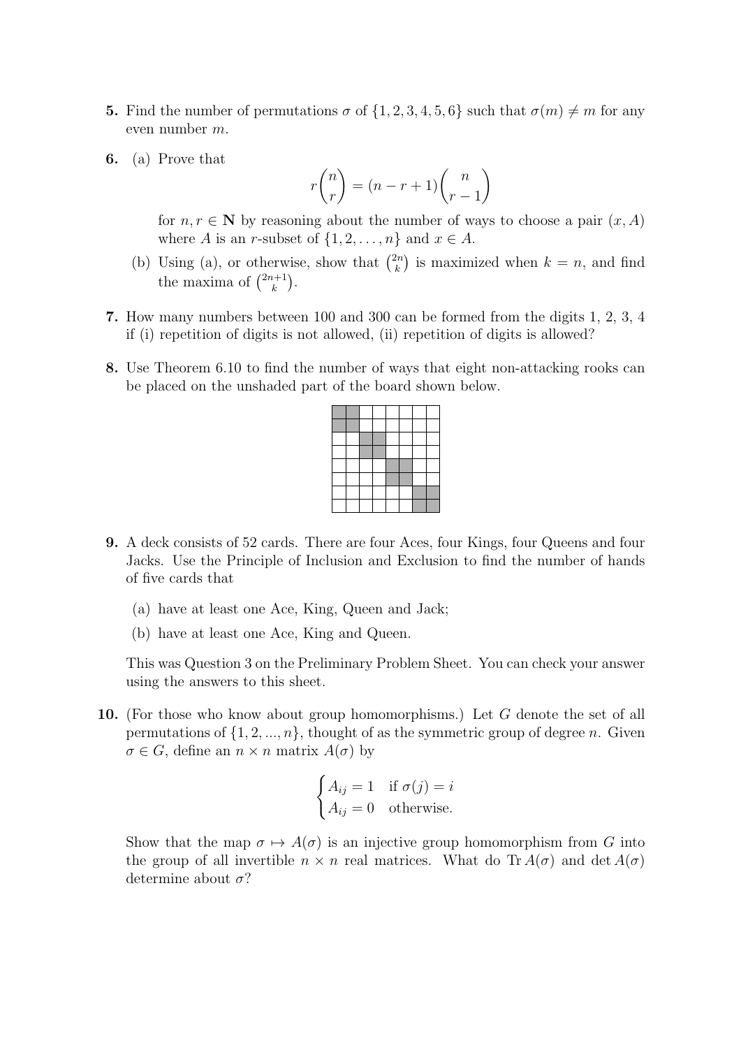**5.** Find the number of permutations $\sigma$ of $\{1, 2, 3, 4, 5, 6\}$ such that $\sigma(m) \neq m$ for any even number $m$.

**6.** (a) Prove that

$$r\binom{n}{r} = (n - r + 1)\binom{n}{r-1}$$

for $n, r \in \mathbf{N}$ by reasoning about the number of ways to choose a pair $(x, A)$ where $A$ is an $r$-subset of $\{1, 2, \ldots, n\}$ and $x \in A$.

(b) Using (a), or otherwise, show that $\binom{2n}{k}$ is maximized when $k = n$, and find the maxima of $\binom{2n+1}{k}$.

**7.** How many numbers between 100 and 300 can be formed from the digits 1, 2, 3, 4 if (i) repetition of digits is not allowed, (ii) repetition of digits is allowed?

**8.** Use Theorem 6.10 to find the number of ways that eight non-attacking rooks can be placed on the unshaded part of the board shown below.

**9.** A deck consists of 52 cards. There are four Aces, four Kings, four Queens and four Jacks. Use the Principle of Inclusion and Exclusion to find the number of hands of five cards that

(a) have at least one Ace, King, Queen and Jack;

(b) have at least one Ace, King and Queen.

This was Question 3 on the Preliminary Problem Sheet. You can check your answer using the answers to this sheet.

**10.** (For those who know about group homomorphisms.) Let $G$ denote the set of all permutations of $\{1, 2, ..., n\}$, thought of as the symmetric group of degree $n$. Given $\sigma \in G$, define an $n \times n$ matrix $A(\sigma)$ by

$$\begin{cases} A_{ij} = 1 & \text{if } \sigma(j) = i \\ A_{ij} = 0 & \text{otherwise.} \end{cases}$$

Show that the map $\sigma \mapsto A(\sigma)$ is an injective group homomorphism from $G$ into the group of all invertible $n \times n$ real matrices. What do $\operatorname{Tr} A(\sigma)$ and $\det A(\sigma)$ determine about $\sigma$?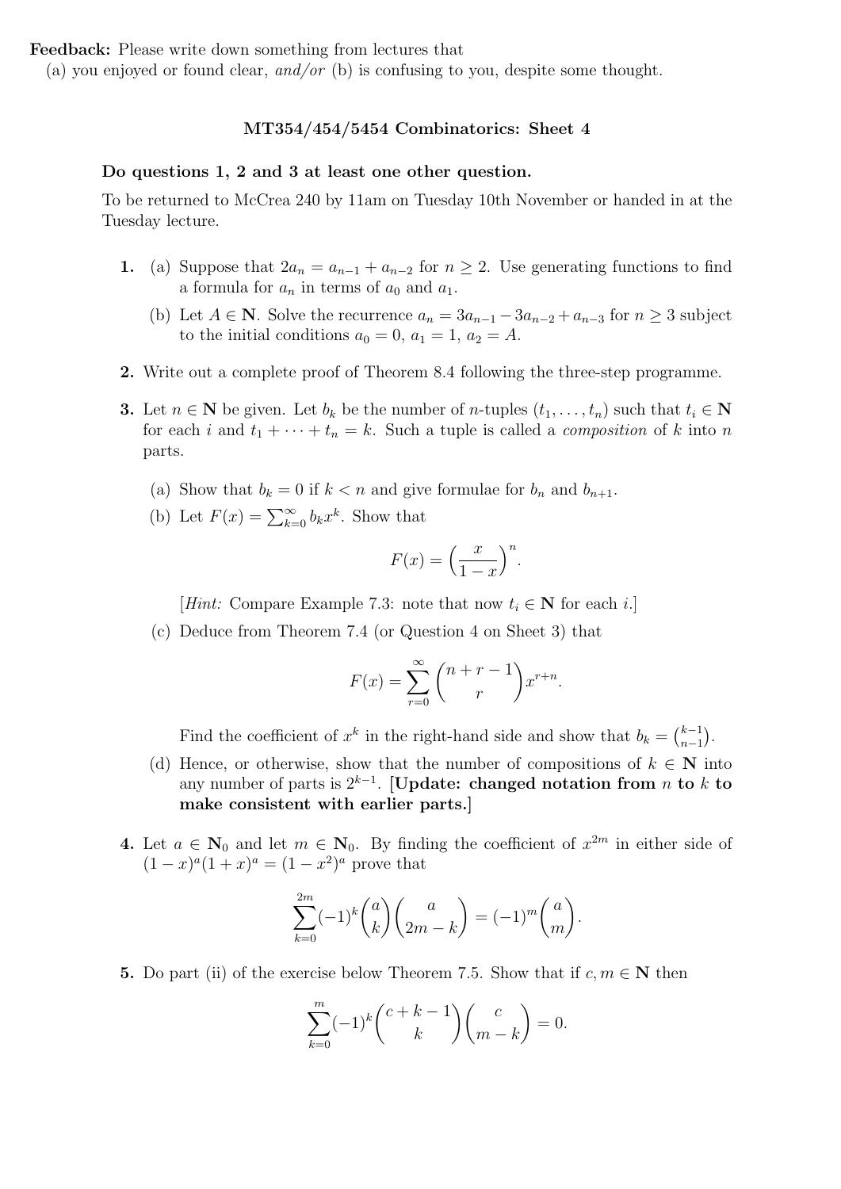**Feedback:** Please write down something from lectures that
(a) you enjoyed or found clear, *and/or* (b) is confusing to you, despite some thought.

## MT354/454/5454 Combinatorics: Sheet 4

**Do questions 1, 2 and 3 at least one other question.**

To be returned to McCrea 240 by 11am on Tuesday 10th November or handed in at the Tuesday lecture.

**1.** (a) Suppose that $2a_n = a_{n-1} + a_{n-2}$ for $n \geq 2$. Use generating functions to find a formula for $a_n$ in terms of $a_0$ and $a_1$.

(b) Let $A \in \mathbf{N}$. Solve the recurrence $a_n = 3a_{n-1} - 3a_{n-2} + a_{n-3}$ for $n \geq 3$ subject to the initial conditions $a_0 = 0$, $a_1 = 1$, $a_2 = A$.

**2.** Write out a complete proof of Theorem 8.4 following the three-step programme.

**3.** Let $n \in \mathbf{N}$ be given. Let $b_k$ be the number of $n$-tuples $(t_1, \ldots, t_n)$ such that $t_i \in \mathbf{N}$ for each $i$ and $t_1 + \cdots + t_n = k$. Such a tuple is called a *composition* of $k$ into $n$ parts.

(a) Show that $b_k = 0$ if $k < n$ and give formulae for $b_n$ and $b_{n+1}$.

(b) Let $F(x) = \sum_{k=0}^{\infty} b_k x^k$. Show that

$$F(x) = \left(\frac{x}{1-x}\right)^n.$$

[*Hint:* Compare Example 7.3: note that now $t_i \in \mathbf{N}$ for each $i$.]

(c) Deduce from Theorem 7.4 (or Question 4 on Sheet 3) that

$$F(x) = \sum_{r=0}^{\infty} \binom{n+r-1}{r} x^{r+n}.$$

Find the coefficient of $x^k$ in the right-hand side and show that $b_k = \binom{k-1}{n-1}$.

(d) Hence, or otherwise, show that the number of compositions of $k \in \mathbf{N}$ into any number of parts is $2^{k-1}$. **[Update: changed notation from $n$ to $k$ to make consistent with earlier parts.]**

**4.** Let $a \in \mathbf{N}_0$ and let $m \in \mathbf{N}_0$. By finding the coefficient of $x^{2m}$ in either side of $(1-x)^a(1+x)^a = (1-x^2)^a$ prove that

$$\sum_{k=0}^{2m} (-1)^k \binom{a}{k}\binom{a}{2m-k} = (-1)^m \binom{a}{m}.$$

**5.** Do part (ii) of the exercise below Theorem 7.5. Show that if $c, m \in \mathbf{N}$ then

$$\sum_{k=0}^{m} (-1)^k \binom{c+k-1}{k}\binom{c}{m-k} = 0.$$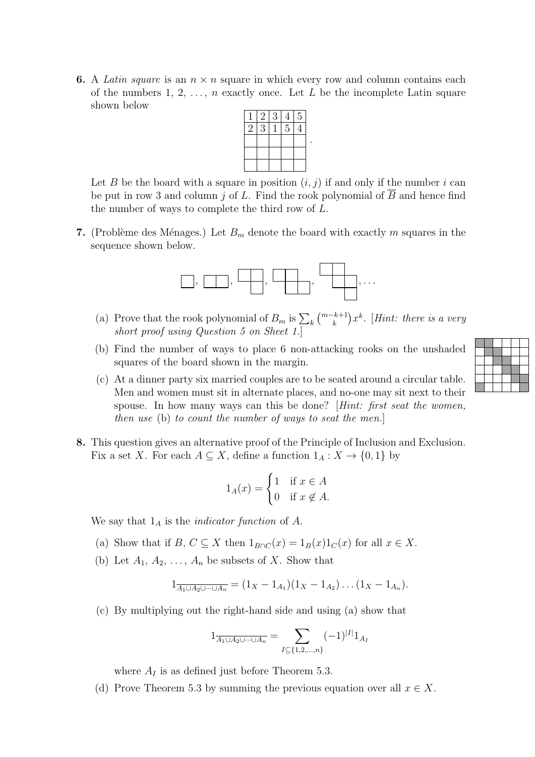**6.** A *Latin square* is an $n \times n$ square in which every row and column contains each of the numbers 1, 2, ..., $n$ exactly once. Let $L$ be the incomplete Latin square shown below

| 1 | 2 | 3 | 4 | 5 |
|---|---|---|---|---|
| 2 | 3 | 1 | 5 | 4 |
|   |   |   |   |   |
|   |   |   |   |   |
|   |   |   |   |   |

Let $B$ be the board with a square in position $(i, j)$ if and only if the number $i$ can be put in row 3 and column $j$ of $L$. Find the rook polynomial of $\overline{B}$ and hence find the number of ways to complete the third row of $L$.

**7.** (Problème des Ménages.) Let $B_m$ denote the board with exactly $m$ squares in the sequence shown below.

(a) Prove that the rook polynomial of $B_m$ is $\sum_k \binom{m-k+1}{k} x^k$. [*Hint: there is a very short proof using Question 5 on Sheet 1.*]

(b) Find the number of ways to place 6 non-attacking rooks on the unshaded squares of the board shown in the margin.

(c) At a dinner party six married couples are to be seated around a circular table. Men and women must sit in alternate places, and no-one may sit next to their spouse. In how many ways can this be done? [*Hint: first seat the women, then use* (b) *to count the number of ways to seat the men.*]

**8.** This question gives an alternative proof of the Principle of Inclusion and Exclusion. Fix a set $X$. For each $A \subseteq X$, define a function $1_A : X \to \{0, 1\}$ by

$$1_A(x) = \begin{cases} 1 & \text{if } x \in A \\ 0 & \text{if } x \notin A. \end{cases}$$

We say that $1_A$ is the *indicator function* of $A$.

(a) Show that if $B$, $C \subseteq X$ then $1_{B \cap C}(x) = 1_B(x) 1_C(x)$ for all $x \in X$.

(b) Let $A_1, A_2, \ldots, A_n$ be subsets of $X$. Show that

$$1_{\overline{A_1 \cup A_2 \cup \cdots \cup A_n}} = (1_X - 1_{A_1})(1_X - 1_{A_2}) \ldots (1_X - 1_{A_n}).$$

(c) By multiplying out the right-hand side and using (a) show that

$$1_{\overline{A_1 \cup A_2 \cup \cdots \cup A_n}} = \sum_{I \subseteq \{1,2,\ldots,n\}} (-1)^{|I|} 1_{A_I}$$

where $A_I$ is as defined just before Theorem 5.3.

(d) Prove Theorem 5.3 by summing the previous equation over all $x \in X$.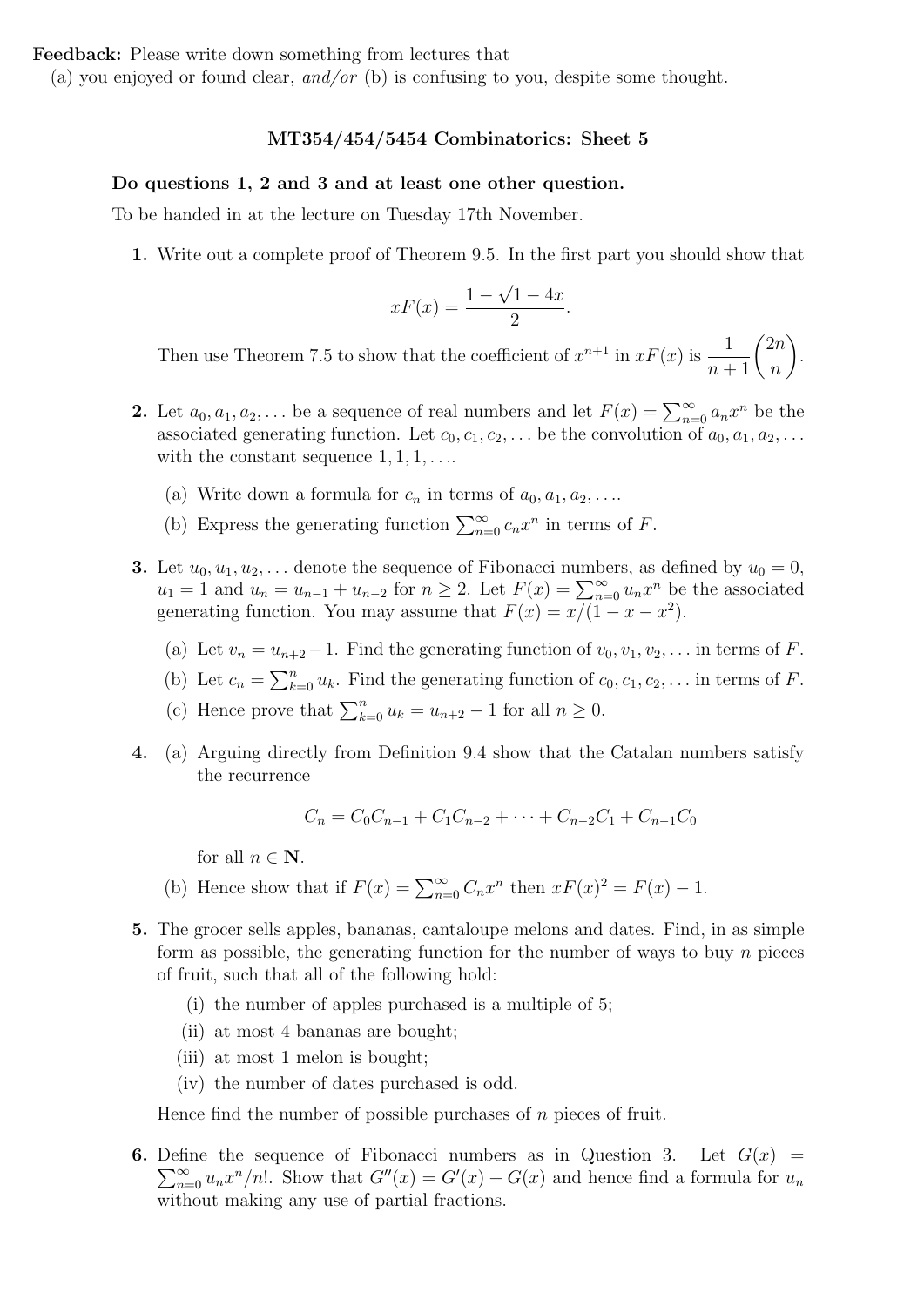**Feedback:** Please write down something from lectures that
(a) you enjoyed or found clear, *and/or* (b) is confusing to you, despite some thought.

## MT354/454/5454 Combinatorics: Sheet 5

**Do questions 1, 2 and 3 and at least one other question.**

To be handed in at the lecture on Tuesday 17th November.

**1.** Write out a complete proof of Theorem 9.5. In the first part you should show that

$$xF(x) = \frac{1 - \sqrt{1 - 4x}}{2}.$$

Then use Theorem 7.5 to show that the coefficient of $x^{n+1}$ in $xF(x)$ is $\dfrac{1}{n+1}\dbinom{2n}{n}$.

**2.** Let $a_0, a_1, a_2, \ldots$ be a sequence of real numbers and let $F(x) = \sum_{n=0}^{\infty} a_n x^n$ be the associated generating function. Let $c_0, c_1, c_2, \ldots$ be the convolution of $a_0, a_1, a_2, \ldots$ with the constant sequence $1, 1, 1, \ldots$.

(a) Write down a formula for $c_n$ in terms of $a_0, a_1, a_2, \ldots$.

(b) Express the generating function $\sum_{n=0}^{\infty} c_n x^n$ in terms of $F$.

**3.** Let $u_0, u_1, u_2, \ldots$ denote the sequence of Fibonacci numbers, as defined by $u_0 = 0$, $u_1 = 1$ and $u_n = u_{n-1} + u_{n-2}$ for $n \geq 2$. Let $F(x) = \sum_{n=0}^{\infty} u_n x^n$ be the associated generating function. You may assume that $F(x) = x/(1 - x - x^2)$.

(a) Let $v_n = u_{n+2} - 1$. Find the generating function of $v_0, v_1, v_2, \ldots$ in terms of $F$.

(b) Let $c_n = \sum_{k=0}^{n} u_k$. Find the generating function of $c_0, c_1, c_2, \ldots$ in terms of $F$.

(c) Hence prove that $\sum_{k=0}^{n} u_k = u_{n+2} - 1$ for all $n \geq 0$.

**4.** (a) Arguing directly from Definition 9.4 show that the Catalan numbers satisfy the recurrence

$$C_n = C_0 C_{n-1} + C_1 C_{n-2} + \cdots + C_{n-2} C_1 + C_{n-1} C_0$$

for all $n \in \mathbf{N}$.

(b) Hence show that if $F(x) = \sum_{n=0}^{\infty} C_n x^n$ then $xF(x)^2 = F(x) - 1$.

**5.** The grocer sells apples, bananas, cantaloupe melons and dates. Find, in as simple form as possible, the generating function for the number of ways to buy $n$ pieces of fruit, such that all of the following hold:

(i) the number of apples purchased is a multiple of 5;

(ii) at most 4 bananas are bought;

(iii) at most 1 melon is bought;

(iv) the number of dates purchased is odd.

Hence find the number of possible purchases of $n$ pieces of fruit.

**6.** Define the sequence of Fibonacci numbers as in Question 3. Let $G(x) = \sum_{n=0}^{\infty} u_n x^n / n!$. Show that $G''(x) = G'(x) + G(x)$ and hence find a formula for $u_n$ without making any use of partial fractions.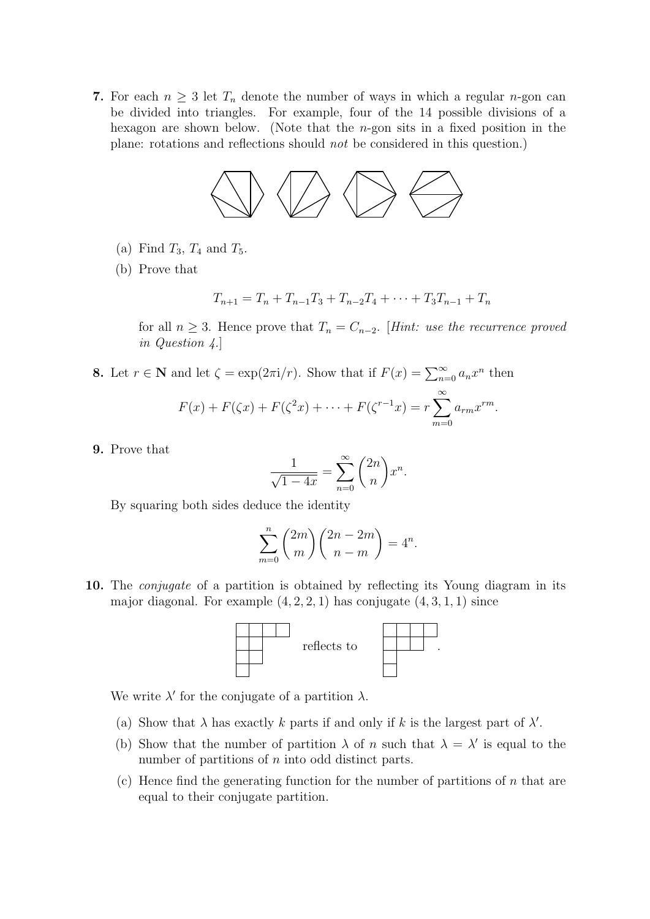**7.** For each $n \geq 3$ let $T_n$ denote the number of ways in which a regular $n$-gon can be divided into triangles. For example, four of the 14 possible divisions of a hexagon are shown below. (Note that the $n$-gon sits in a fixed position in the plane: rotations and reflections should *not* be considered in this question.)

(a) Find $T_3$, $T_4$ and $T_5$.

(b) Prove that

$$T_{n+1} = T_n + T_{n-1}T_3 + T_{n-2}T_4 + \cdots + T_3T_{n-1} + T_n$$

for all $n \geq 3$. Hence prove that $T_n = C_{n-2}$. [*Hint: use the recurrence proved in Question 4.*]

**8.** Let $r \in \mathbf{N}$ and let $\zeta = \exp(2\pi\mathrm{i}/r)$. Show that if $F(x) = \sum_{n=0}^{\infty} a_n x^n$ then

$$F(x) + F(\zeta x) + F(\zeta^2 x) + \cdots + F(\zeta^{r-1}x) = r\sum_{m=0}^{\infty} a_{rm}x^{rm}.$$

**9.** Prove that

$$\frac{1}{\sqrt{1-4x}} = \sum_{n=0}^{\infty} \binom{2n}{n} x^n.$$

By squaring both sides deduce the identity

$$\sum_{m=0}^{n} \binom{2m}{m}\binom{2n-2m}{n-m} = 4^n.$$

**10.** The *conjugate* of a partition is obtained by reflecting its Young diagram in its major diagonal. For example $(4, 2, 2, 1)$ has conjugate $(4, 3, 1, 1)$ since

reflects to .

We write $\lambda'$ for the conjugate of a partition $\lambda$.

(a) Show that $\lambda$ has exactly $k$ parts if and only if $k$ is the largest part of $\lambda'$.

(b) Show that the number of partition $\lambda$ of $n$ such that $\lambda = \lambda'$ is equal to the number of partitions of $n$ into odd distinct parts.

(c) Hence find the generating function for the number of partitions of $n$ that are equal to their conjugate partition.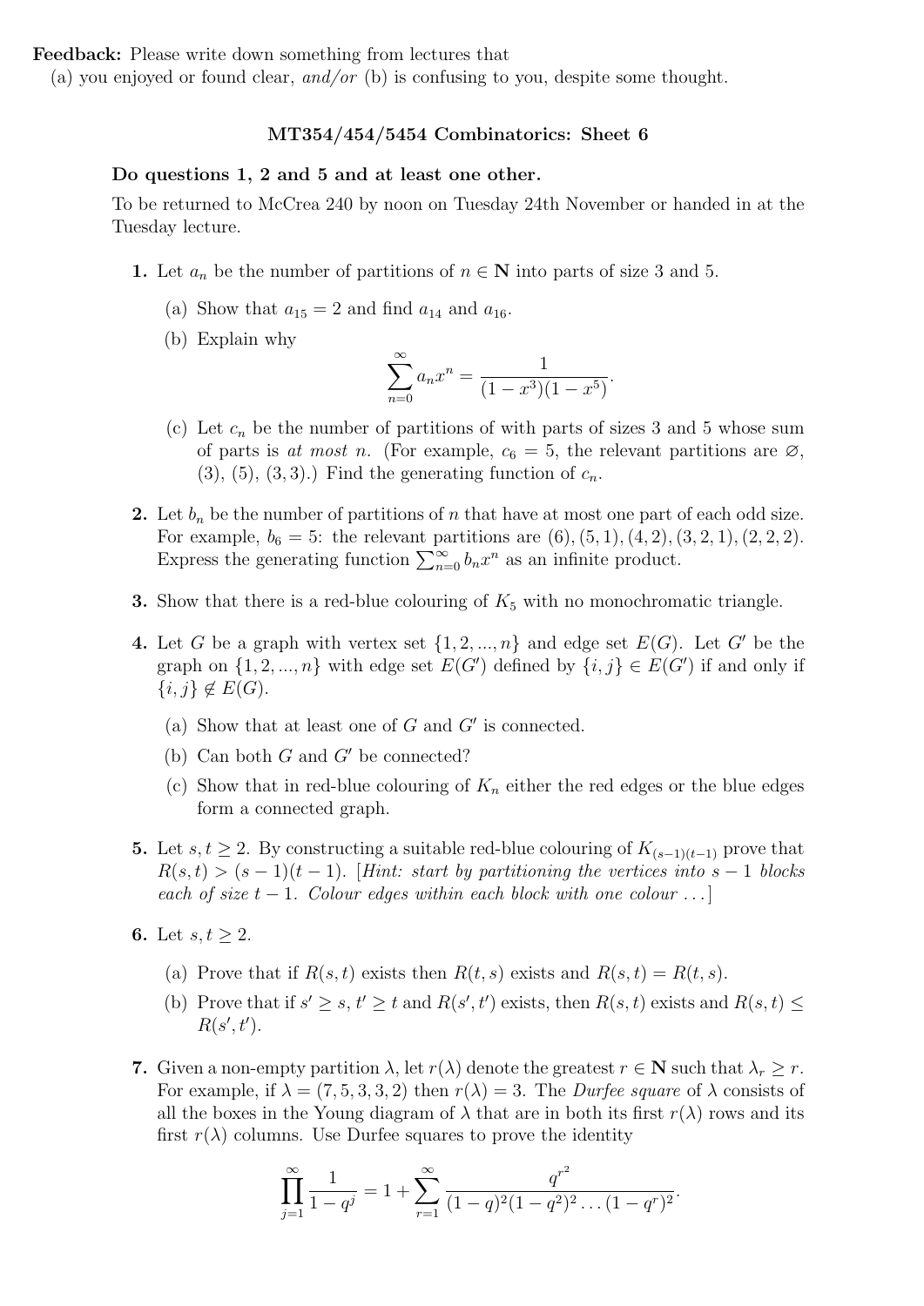**Feedback:** Please write down something from lectures that
(a) you enjoyed or found clear, *and/or* (b) is confusing to you, despite some thought.

## MT354/454/5454 Combinatorics: Sheet 6

**Do questions 1, 2 and 5 and at least one other.**

To be returned to McCrea 240 by noon on Tuesday 24th November or handed in at the Tuesday lecture.

**1.** Let $a_n$ be the number of partitions of $n \in \mathbf{N}$ into parts of size 3 and 5.

(a) Show that $a_{15} = 2$ and find $a_{14}$ and $a_{16}$.

(b) Explain why

$$\sum_{n=0}^{\infty} a_n x^n = \frac{1}{(1-x^3)(1-x^5)}.$$

(c) Let $c_n$ be the number of partitions of with parts of sizes 3 and 5 whose sum of parts is *at most* $n$. (For example, $c_6 = 5$, the relevant partitions are $\varnothing$, $(3)$, $(5)$, $(3,3)$.) Find the generating function of $c_n$.

**2.** Let $b_n$ be the number of partitions of $n$ that have at most one part of each odd size. For example, $b_6 = 5$: the relevant partitions are $(6), (5,1), (4,2), (3,2,1), (2,2,2)$. Express the generating function $\sum_{n=0}^{\infty} b_n x^n$ as an infinite product.

**3.** Show that there is a red-blue colouring of $K_5$ with no monochromatic triangle.

**4.** Let $G$ be a graph with vertex set $\{1, 2, ..., n\}$ and edge set $E(G)$. Let $G'$ be the graph on $\{1, 2, ..., n\}$ with edge set $E(G')$ defined by $\{i, j\} \in E(G')$ if and only if $\{i, j\} \notin E(G)$.

(a) Show that at least one of $G$ and $G'$ is connected.

(b) Can both $G$ and $G'$ be connected?

(c) Show that in red-blue colouring of $K_n$ either the red edges or the blue edges form a connected graph.

**5.** Let $s, t \geq 2$. By constructing a suitable red-blue colouring of $K_{(s-1)(t-1)}$ prove that $R(s,t) > (s-1)(t-1)$. [*Hint: start by partitioning the vertices into $s-1$ blocks each of size $t-1$. Colour edges within each block with one colour ...*]

**6.** Let $s, t \geq 2$.

(a) Prove that if $R(s,t)$ exists then $R(t,s)$ exists and $R(s,t) = R(t,s)$.

(b) Prove that if $s' \geq s$, $t' \geq t$ and $R(s',t')$ exists, then $R(s,t)$ exists and $R(s,t) \leq R(s',t')$.

**7.** Given a non-empty partition $\lambda$, let $r(\lambda)$ denote the greatest $r \in \mathbf{N}$ such that $\lambda_r \geq r$. For example, if $\lambda = (7,5,3,3,2)$ then $r(\lambda) = 3$. The *Durfee square* of $\lambda$ consists of all the boxes in the Young diagram of $\lambda$ that are in both its first $r(\lambda)$ rows and its first $r(\lambda)$ columns. Use Durfee squares to prove the identity

$$\prod_{j=1}^{\infty} \frac{1}{1-q^j} = 1 + \sum_{r=1}^{\infty} \frac{q^{r^2}}{(1-q)^2(1-q^2)^2 \ldots (1-q^r)^2}.$$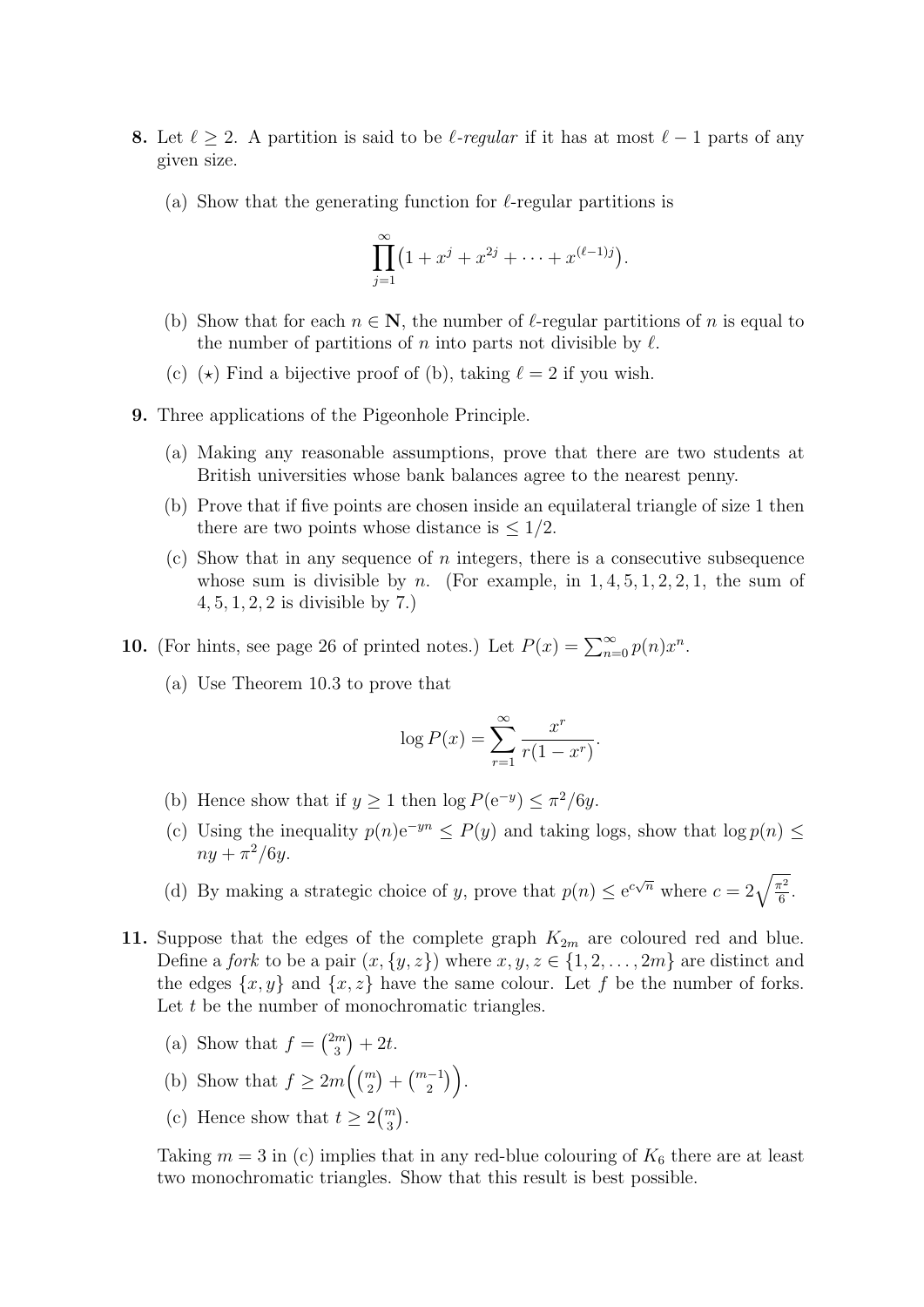**8.** Let $\ell \geq 2$. A partition is said to be *$\ell$-regular* if it has at most $\ell - 1$ parts of any given size.

(a) Show that the generating function for $\ell$-regular partitions is

$$\prod_{j=1}^{\infty}\left(1 + x^j + x^{2j} + \cdots + x^{(\ell-1)j}\right).$$

(b) Show that for each $n \in \mathbf{N}$, the number of $\ell$-regular partitions of $n$ is equal to the number of partitions of $n$ into parts not divisible by $\ell$.

(c) ($\star$) Find a bijective proof of (b), taking $\ell = 2$ if you wish.

**9.** Three applications of the Pigeonhole Principle.

(a) Making any reasonable assumptions, prove that there are two students at British universities whose bank balances agree to the nearest penny.

(b) Prove that if five points are chosen inside an equilateral triangle of size 1 then there are two points whose distance is $\leq 1/2$.

(c) Show that in any sequence of $n$ integers, there is a consecutive subsequence whose sum is divisible by $n$. (For example, in $1, 4, 5, 1, 2, 2, 1$, the sum of $4, 5, 1, 2, 2$ is divisible by 7.)

**10.** (For hints, see page 26 of printed notes.) Let $P(x) = \sum_{n=0}^{\infty} p(n)x^n$.

(a) Use Theorem 10.3 to prove that

$$\log P(x) = \sum_{r=1}^{\infty} \frac{x^r}{r(1-x^r)}.$$

(b) Hence show that if $y \geq 1$ then $\log P(\mathrm{e}^{-y}) \leq \pi^2/6y$.

(c) Using the inequality $p(n)\mathrm{e}^{-yn} \leq P(y)$ and taking logs, show that $\log p(n) \leq ny + \pi^2/6y$.

(d) By making a strategic choice of $y$, prove that $p(n) \leq \mathrm{e}^{c\sqrt{n}}$ where $c = 2\sqrt{\frac{\pi^2}{6}}$.

**11.** Suppose that the edges of the complete graph $K_{2m}$ are coloured red and blue. Define a *fork* to be a pair $(x, \{y, z\})$ where $x, y, z \in \{1, 2, \ldots, 2m\}$ are distinct and the edges $\{x, y\}$ and $\{x, z\}$ have the same colour. Let $f$ be the number of forks. Let $t$ be the number of monochromatic triangles.

(a) Show that $f = \binom{2m}{3} + 2t$.

(b) Show that $f \geq 2m\left(\binom{m}{2} + \binom{m-1}{2}\right)$.

(c) Hence show that $t \geq 2\binom{m}{3}$.

Taking $m = 3$ in (c) implies that in any red-blue colouring of $K_6$ there are at least two monochromatic triangles. Show that this result is best possible.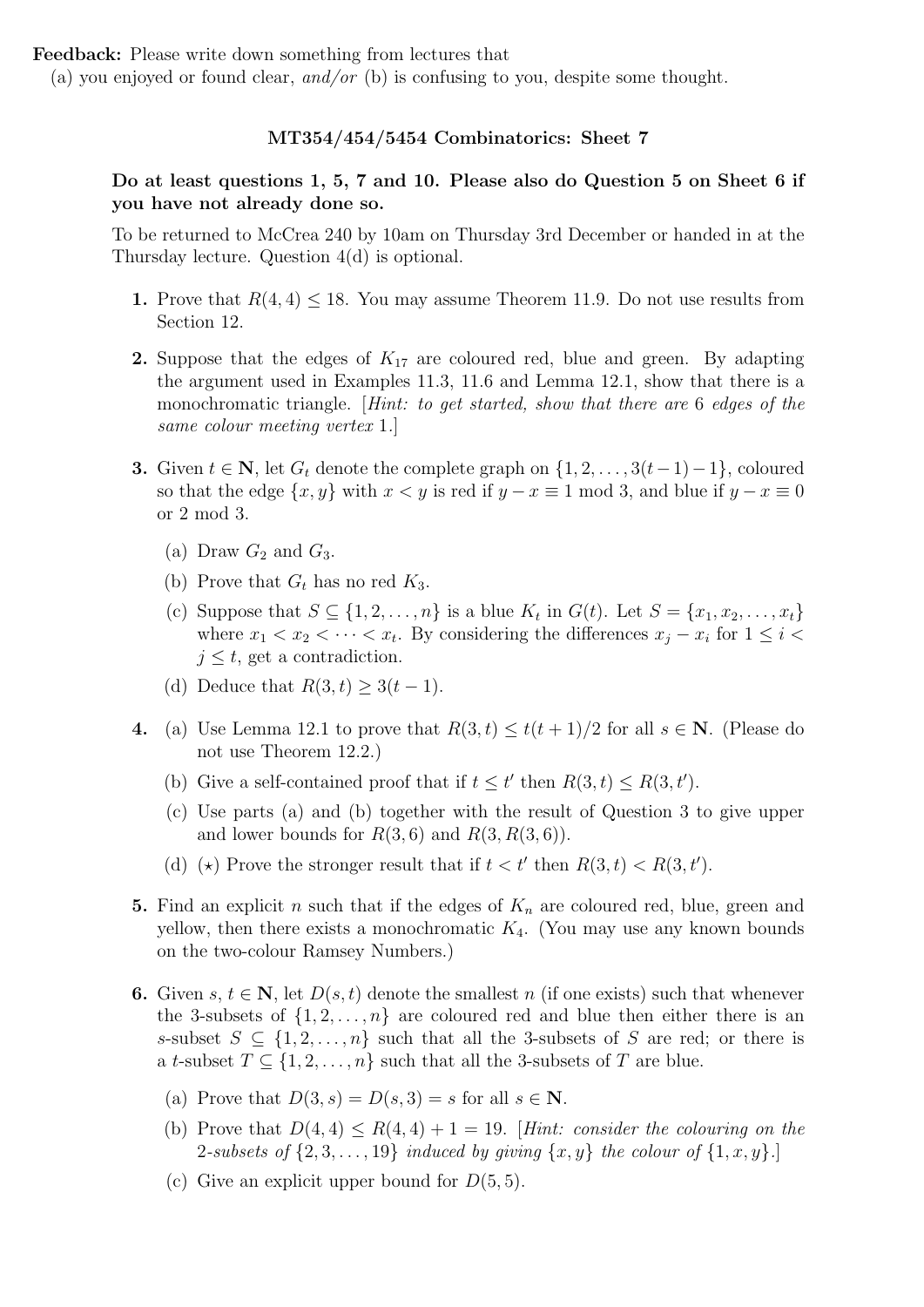**Feedback:** Please write down something from lectures that
(a) you enjoyed or found clear, *and/or* (b) is confusing to you, despite some thought.

## MT354/454/5454 Combinatorics: Sheet 7

**Do at least questions 1, 5, 7 and 10. Please also do Question 5 on Sheet 6 if you have not already done so.**

To be returned to McCrea 240 by 10am on Thursday 3rd December or handed in at the Thursday lecture. Question 4(d) is optional.

**1.** Prove that $R(4,4) \leq 18$. You may assume Theorem 11.9. Do not use results from Section 12.

**2.** Suppose that the edges of $K_{17}$ are coloured red, blue and green. By adapting the argument used in Examples 11.3, 11.6 and Lemma 12.1, show that there is a monochromatic triangle. [*Hint: to get started, show that there are 6 edges of the same colour meeting vertex 1.*]

**3.** Given $t \in \mathbf{N}$, let $G_t$ denote the complete graph on $\{1, 2, \ldots, 3(t-1)-1\}$, coloured so that the edge $\{x, y\}$ with $x < y$ is red if $y - x \equiv 1 \bmod 3$, and blue if $y - x \equiv 0$ or $2 \bmod 3$.

(a) Draw $G_2$ and $G_3$.

(b) Prove that $G_t$ has no red $K_3$.

(c) Suppose that $S \subseteq \{1, 2, \ldots, n\}$ is a blue $K_t$ in $G(t)$. Let $S = \{x_1, x_2, \ldots, x_t\}$ where $x_1 < x_2 < \cdots < x_t$. By considering the differences $x_j - x_i$ for $1 \leq i < j \leq t$, get a contradiction.

(d) Deduce that $R(3,t) \geq 3(t-1)$.

**4.** (a) Use Lemma 12.1 to prove that $R(3,t) \leq t(t+1)/2$ for all $s \in \mathbf{N}$. (Please do not use Theorem 12.2.)

(b) Give a self-contained proof that if $t \leq t'$ then $R(3,t) \leq R(3,t')$.

(c) Use parts (a) and (b) together with the result of Question 3 to give upper and lower bounds for $R(3,6)$ and $R(3, R(3,6))$.

(d) ($\star$) Prove the stronger result that if $t < t'$ then $R(3,t) < R(3,t')$.

**5.** Find an explicit $n$ such that if the edges of $K_n$ are coloured red, blue, green and yellow, then there exists a monochromatic $K_4$. (You may use any known bounds on the two-colour Ramsey Numbers.)

**6.** Given $s, t \in \mathbf{N}$, let $D(s,t)$ denote the smallest $n$ (if one exists) such that whenever the 3-subsets of $\{1, 2, \ldots, n\}$ are coloured red and blue then either there is an $s$-subset $S \subseteq \{1, 2, \ldots, n\}$ such that all the 3-subsets of $S$ are red; or there is a $t$-subset $T \subseteq \{1, 2, \ldots, n\}$ such that all the 3-subsets of $T$ are blue.

(a) Prove that $D(3,s) = D(s,3) = s$ for all $s \in \mathbf{N}$.

(b) Prove that $D(4,4) \leq R(4,4) + 1 = 19$. [*Hint: consider the colouring on the 2-subsets of* $\{2, 3, \ldots, 19\}$ *induced by giving* $\{x, y\}$ *the colour of* $\{1, x, y\}$.]

(c) Give an explicit upper bound for $D(5,5)$.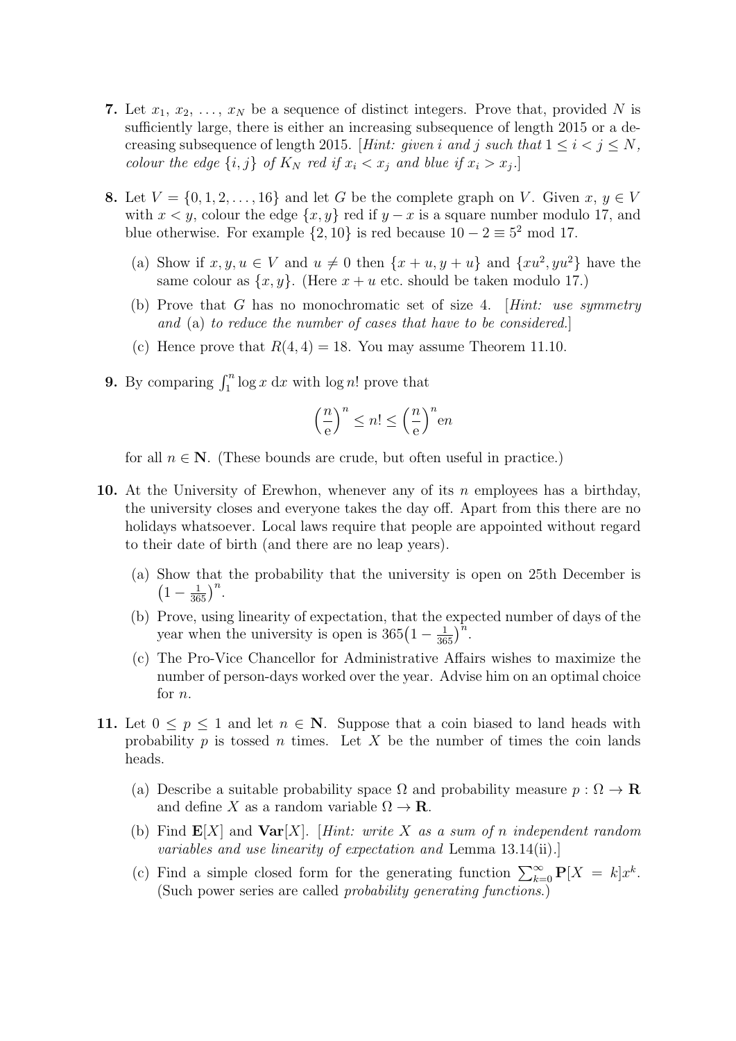**7.** Let $x_1, x_2, \ldots, x_N$ be a sequence of distinct integers. Prove that, provided $N$ is sufficiently large, there is either an increasing subsequence of length 2015 or a decreasing subsequence of length 2015. [*Hint: given $i$ and $j$ such that $1 \le i < j \le N$, colour the edge $\{i, j\}$ of $K_N$ red if $x_i < x_j$ and blue if $x_i > x_j$.*]

**8.** Let $V = \{0, 1, 2, \ldots, 16\}$ and let $G$ be the complete graph on $V$. Given $x, y \in V$ with $x < y$, colour the edge $\{x, y\}$ red if $y - x$ is a square number modulo 17, and blue otherwise. For example $\{2, 10\}$ is red because $10 - 2 \equiv 5^2 \bmod 17$.

(a) Show if $x, y, u \in V$ and $u \neq 0$ then $\{x + u, y + u\}$ and $\{xu^2, yu^2\}$ have the same colour as $\{x, y\}$. (Here $x + u$ etc. should be taken modulo 17.)

(b) Prove that $G$ has no monochromatic set of size 4. [*Hint: use symmetry and* (a) *to reduce the number of cases that have to be considered.*]

(c) Hence prove that $R(4, 4) = 18$. You may assume Theorem 11.10.

**9.** By comparing $\int_1^n \log x \, \mathrm{d}x$ with $\log n!$ prove that

$$\left(\frac{n}{\mathrm{e}}\right)^n \le n! \le \left(\frac{n}{\mathrm{e}}\right)^n \mathrm{e}n$$

for all $n \in \mathbf{N}$. (These bounds are crude, but often useful in practice.)

**10.** At the University of Erewhon, whenever any of its $n$ employees has a birthday, the university closes and everyone takes the day off. Apart from this there are no holidays whatsoever. Local laws require that people are appointed without regard to their date of birth (and there are no leap years).

(a) Show that the probability that the university is open on 25th December is $\left(1 - \frac{1}{365}\right)^n$.

(b) Prove, using linearity of expectation, that the expected number of days of the year when the university is open is $365\left(1 - \frac{1}{365}\right)^n$.

(c) The Pro-Vice Chancellor for Administrative Affairs wishes to maximize the number of person-days worked over the year. Advise him on an optimal choice for $n$.

**11.** Let $0 \le p \le 1$ and let $n \in \mathbf{N}$. Suppose that a coin biased to land heads with probability $p$ is tossed $n$ times. Let $X$ be the number of times the coin lands heads.

(a) Describe a suitable probability space $\Omega$ and probability measure $p : \Omega \to \mathbf{R}$ and define $X$ as a random variable $\Omega \to \mathbf{R}$.

(b) Find $\mathbf{E}[X]$ and $\mathbf{Var}[X]$. [*Hint: write $X$ as a sum of $n$ independent random variables and use linearity of expectation and* Lemma 13.14(ii).]

(c) Find a simple closed form for the generating function $\sum_{k=0}^{\infty} \mathbf{P}[X = k] x^k$. (Such power series are called *probability generating functions*.)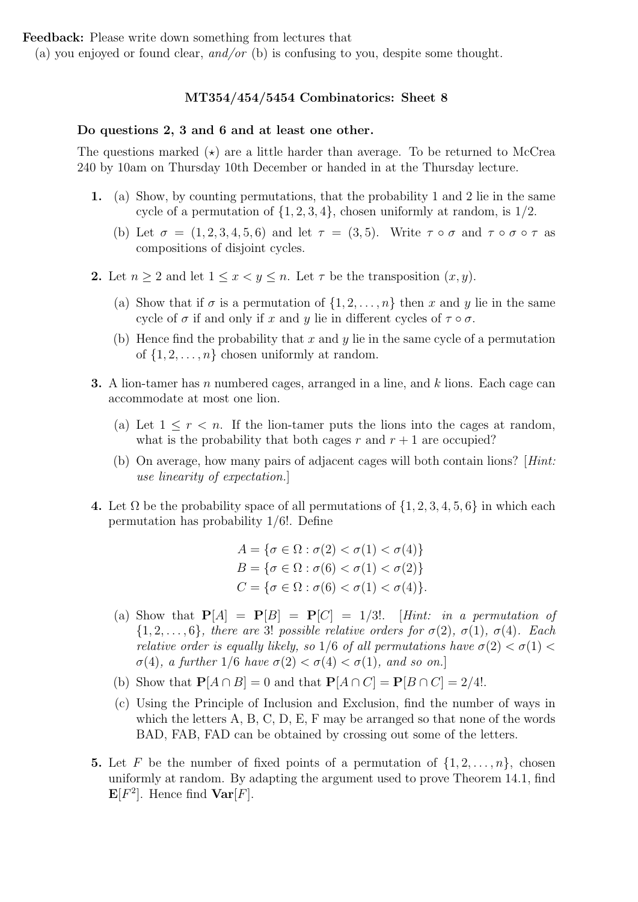**Feedback:** Please write down something from lectures that
(a) you enjoyed or found clear, *and/or* (b) is confusing to you, despite some thought.

## MT354/454/5454 Combinatorics: Sheet 8

**Do questions 2, 3 and 6 and at least one other.**

The questions marked ($\star$) are a little harder than average. To be returned to McCrea 240 by 10am on Thursday 10th December or handed in at the Thursday lecture.

**1.** (a) Show, by counting permutations, that the probability 1 and 2 lie in the same cycle of a permutation of $\{1, 2, 3, 4\}$, chosen uniformly at random, is $1/2$.

(b) Let $\sigma = (1, 2, 3, 4, 5, 6)$ and let $\tau = (3, 5)$. Write $\tau \circ \sigma$ and $\tau \circ \sigma \circ \tau$ as compositions of disjoint cycles.

**2.** Let $n \geq 2$ and let $1 \leq x < y \leq n$. Let $\tau$ be the transposition $(x, y)$.

(a) Show that if $\sigma$ is a permutation of $\{1, 2, \ldots, n\}$ then $x$ and $y$ lie in the same cycle of $\sigma$ if and only if $x$ and $y$ lie in different cycles of $\tau \circ \sigma$.

(b) Hence find the probability that $x$ and $y$ lie in the same cycle of a permutation of $\{1, 2, \ldots, n\}$ chosen uniformly at random.

**3.** A lion-tamer has $n$ numbered cages, arranged in a line, and $k$ lions. Each cage can accommodate at most one lion.

(a) Let $1 \leq r < n$. If the lion-tamer puts the lions into the cages at random, what is the probability that both cages $r$ and $r + 1$ are occupied?

(b) On average, how many pairs of adjacent cages will both contain lions? [*Hint: use linearity of expectation.*]

**4.** Let $\Omega$ be the probability space of all permutations of $\{1, 2, 3, 4, 5, 6\}$ in which each permutation has probability $1/6!$. Define

$$
\begin{aligned}
A &= \{\sigma \in \Omega : \sigma(2) < \sigma(1) < \sigma(4)\} \\
B &= \{\sigma \in \Omega : \sigma(6) < \sigma(1) < \sigma(2)\} \\
C &= \{\sigma \in \Omega : \sigma(6) < \sigma(1) < \sigma(4)\}.
\end{aligned}
$$

(a) Show that $\mathbf{P}[A] = \mathbf{P}[B] = \mathbf{P}[C] = 1/3!$. [*Hint: in a permutation of* $\{1, 2, \ldots, 6\}$, *there are* $3!$ *possible relative orders for* $\sigma(2)$, $\sigma(1)$, $\sigma(4)$. *Each relative order is equally likely, so* $1/6$ *of all permutations have* $\sigma(2) < \sigma(1) < \sigma(4)$, *a further* $1/6$ *have* $\sigma(2) < \sigma(4) < \sigma(1)$, *and so on.*]

(b) Show that $\mathbf{P}[A \cap B] = 0$ and that $\mathbf{P}[A \cap C] = \mathbf{P}[B \cap C] = 2/4!$.

(c) Using the Principle of Inclusion and Exclusion, find the number of ways in which the letters A, B, C, D, E, F may be arranged so that none of the words BAD, FAB, FAD can be obtained by crossing out some of the letters.

**5.** Let $F$ be the number of fixed points of a permutation of $\{1, 2, \ldots, n\}$, chosen uniformly at random. By adapting the argument used to prove Theorem 14.1, find $\mathbf{E}[F^2]$. Hence find $\mathbf{Var}[F]$.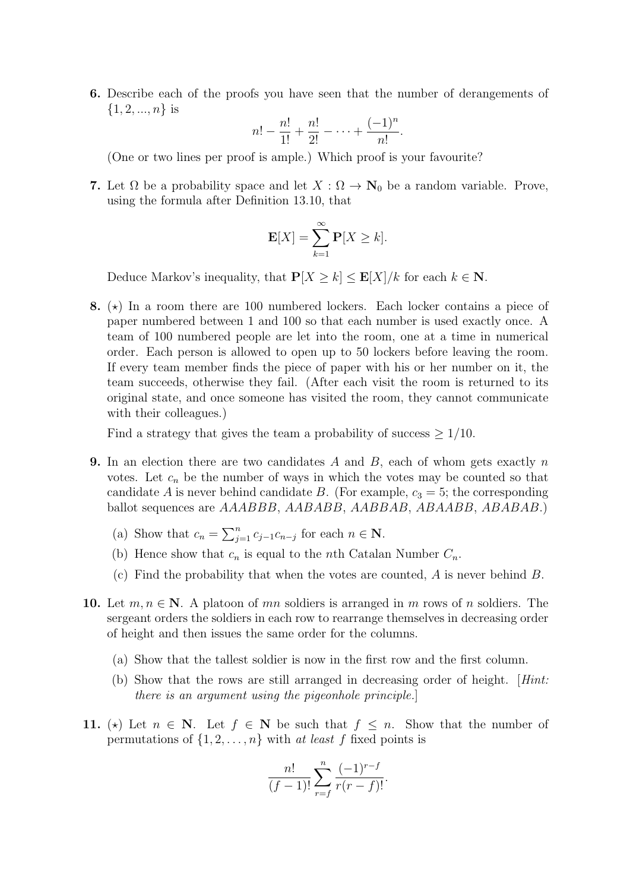**6.** Describe each of the proofs you have seen that the number of derangements of $\{1, 2, ..., n\}$ is

$$n! - \frac{n!}{1!} + \frac{n!}{2!} - \cdots + \frac{(-1)^n}{n!}.$$

(One or two lines per proof is ample.) Which proof is your favourite?

**7.** Let $\Omega$ be a probability space and let $X : \Omega \to \mathbf{N}_0$ be a random variable. Prove, using the formula after Definition 13.10, that

$$\mathbf{E}[X] = \sum_{k=1}^{\infty} \mathbf{P}[X \geq k].$$

Deduce Markov's inequality, that $\mathbf{P}[X \geq k] \leq \mathbf{E}[X]/k$ for each $k \in \mathbf{N}$.

**8.** ($\star$) In a room there are 100 numbered lockers. Each locker contains a piece of paper numbered between 1 and 100 so that each number is used exactly once. A team of 100 numbered people are let into the room, one at a time in numerical order. Each person is allowed to open up to 50 lockers before leaving the room. If every team member finds the piece of paper with his or her number on it, the team succeeds, otherwise they fail. (After each visit the room is returned to its original state, and once someone has visited the room, they cannot communicate with their colleagues.)

Find a strategy that gives the team a probability of success $\geq 1/10$.

**9.** In an election there are two candidates $A$ and $B$, each of whom gets exactly $n$ votes. Let $c_n$ be the number of ways in which the votes may be counted so that candidate $A$ is never behind candidate $B$. (For example, $c_3 = 5$; the corresponding ballot sequences are $AAABBB$, $AABABB$, $AABBAB$, $ABAABB$, $ABABAB$.)

(a) Show that $c_n = \sum_{j=1}^{n} c_{j-1} c_{n-j}$ for each $n \in \mathbf{N}$.

(b) Hence show that $c_n$ is equal to the $n$th Catalan Number $C_n$.

(c) Find the probability that when the votes are counted, $A$ is never behind $B$.

**10.** Let $m, n \in \mathbf{N}$. A platoon of $mn$ soldiers is arranged in $m$ rows of $n$ soldiers. The sergeant orders the soldiers in each row to rearrange themselves in decreasing order of height and then issues the same order for the columns.

(a) Show that the tallest soldier is now in the first row and the first column.

(b) Show that the rows are still arranged in decreasing order of height. [*Hint: there is an argument using the pigeonhole principle.*]

**11.** ($\star$) Let $n \in \mathbf{N}$. Let $f \in \mathbf{N}$ be such that $f \leq n$. Show that the number of permutations of $\{1, 2, \ldots, n\}$ with *at least* $f$ fixed points is

$$\frac{n!}{(f-1)!} \sum_{r=f}^{n} \frac{(-1)^{r-f}}{r(r-f)!}.$$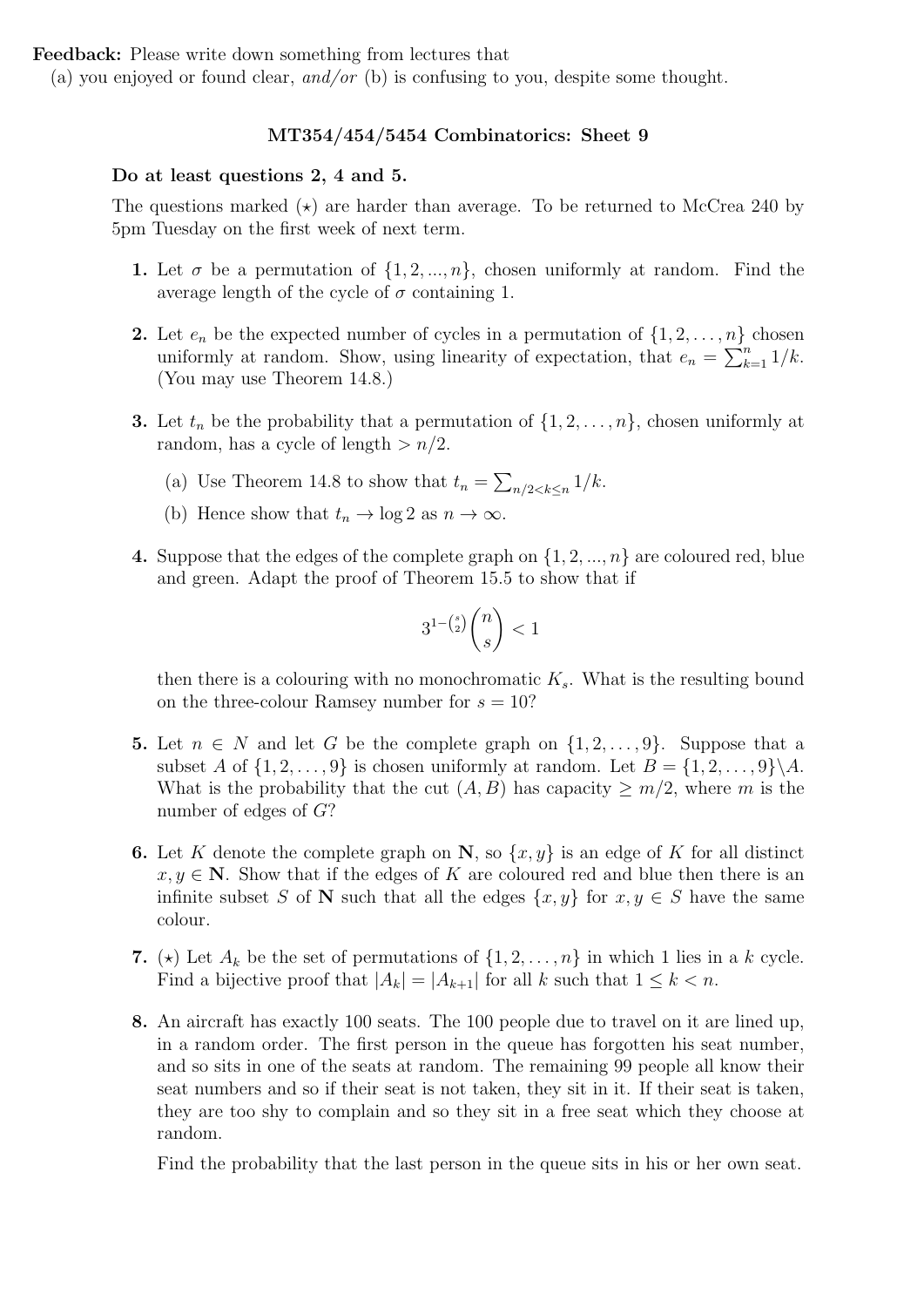**Feedback:** Please write down something from lectures that
(a) you enjoyed or found clear, *and/or* (b) is confusing to you, despite some thought.

## MT354/454/5454 Combinatorics: Sheet 9

**Do at least questions 2, 4 and 5.**

The questions marked $(\star)$ are harder than average. To be returned to McCrea 240 by 5pm Tuesday on the first week of next term.

**1.** Let $\sigma$ be a permutation of $\{1, 2, ..., n\}$, chosen uniformly at random. Find the average length of the cycle of $\sigma$ containing 1.

**2.** Let $e_n$ be the expected number of cycles in a permutation of $\{1, 2, \ldots, n\}$ chosen uniformly at random. Show, using linearity of expectation, that $e_n = \sum_{k=1}^{n} 1/k$. (You may use Theorem 14.8.)

**3.** Let $t_n$ be the probability that a permutation of $\{1, 2, \ldots, n\}$, chosen uniformly at random, has a cycle of length $> n/2$.

(a) Use Theorem 14.8 to show that $t_n = \sum_{n/2<k\leq n} 1/k$.

(b) Hence show that $t_n \to \log 2$ as $n \to \infty$.

**4.** Suppose that the edges of the complete graph on $\{1, 2, ..., n\}$ are coloured red, blue and green. Adapt the proof of Theorem 15.5 to show that if

$$3^{1-\binom{s}{2}} \binom{n}{s} < 1$$

then there is a colouring with no monochromatic $K_s$. What is the resulting bound on the three-colour Ramsey number for $s = 10$?

**5.** Let $n \in N$ and let $G$ be the complete graph on $\{1, 2, \ldots, 9\}$. Suppose that a subset $A$ of $\{1, 2, \ldots, 9\}$ is chosen uniformly at random. Let $B = \{1, 2, \ldots, 9\} \backslash A$. What is the probability that the cut $(A, B)$ has capacity $\geq m/2$, where $m$ is the number of edges of $G$?

**6.** Let $K$ denote the complete graph on $\mathbf{N}$, so $\{x, y\}$ is an edge of $K$ for all distinct $x, y \in \mathbf{N}$. Show that if the edges of $K$ are coloured red and blue then there is an infinite subset $S$ of $\mathbf{N}$ such that all the edges $\{x, y\}$ for $x, y \in S$ have the same colour.

**7.** $(\star)$ Let $A_k$ be the set of permutations of $\{1, 2, \ldots, n\}$ in which 1 lies in a $k$ cycle. Find a bijective proof that $|A_k| = |A_{k+1}|$ for all $k$ such that $1 \leq k < n$.

**8.** An aircraft has exactly 100 seats. The 100 people due to travel on it are lined up, in a random order. The first person in the queue has forgotten his seat number, and so sits in one of the seats at random. The remaining 99 people all know their seat numbers and so if their seat is not taken, they sit in it. If their seat is taken, they are too shy to complain and so they sit in a free seat which they choose at random.

Find the probability that the last person in the queue sits in his or her own seat.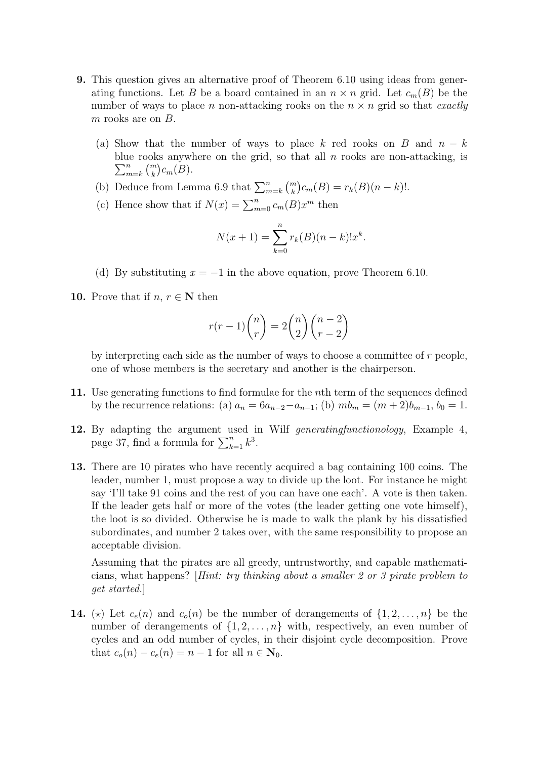**9.** This question gives an alternative proof of Theorem 6.10 using ideas from generating functions. Let $B$ be a board contained in an $n \times n$ grid. Let $c_m(B)$ be the number of ways to place $n$ non-attacking rooks on the $n \times n$ grid so that *exactly* $m$ rooks are on $B$.

(a) Show that the number of ways to place $k$ red rooks on $B$ and $n-k$ blue rooks anywhere on the grid, so that all $n$ rooks are non-attacking, is $\sum_{m=k}^{n} \binom{m}{k} c_m(B)$.

(b) Deduce from Lemma 6.9 that $\sum_{m=k}^{n} \binom{m}{k} c_m(B) = r_k(B)(n-k)!$.

(c) Hence show that if $N(x) = \sum_{m=0}^{n} c_m(B) x^m$ then

$$N(x+1) = \sum_{k=0}^{n} r_k(B)(n-k)! x^k.$$

(d) By substituting $x = -1$ in the above equation, prove Theorem 6.10.

**10.** Prove that if $n, r \in \mathbf{N}$ then

$$r(r-1)\binom{n}{r} = 2\binom{n}{2}\binom{n-2}{r-2}$$

by interpreting each side as the number of ways to choose a committee of $r$ people, one of whose members is the secretary and another is the chairperson.

**11.** Use generating functions to find formulae for the $n$th term of the sequences defined by the recurrence relations: (a) $a_n = 6a_{n-2} - a_{n-1}$; (b) $mb_m = (m+2)b_{m-1}$, $b_0 = 1$.

**12.** By adapting the argument used in Wilf *generatingfunctionology*, Example 4, page 37, find a formula for $\sum_{k=1}^{n} k^3$.

**13.** There are 10 pirates who have recently acquired a bag containing 100 coins. The leader, number 1, must propose a way to divide up the loot. For instance he might say 'I'll take 91 coins and the rest of you can have one each'. A vote is then taken. If the leader gets half or more of the votes (the leader getting one vote himself), the loot is so divided. Otherwise he is made to walk the plank by his dissatisfied subordinates, and number 2 takes over, with the same responsibility to propose an acceptable division.

Assuming that the pirates are all greedy, untrustworthy, and capable mathematicians, what happens? [*Hint: try thinking about a smaller 2 or 3 pirate problem to get started.*]

**14.** ($\star$) Let $c_e(n)$ and $c_o(n)$ be the number of derangements of $\{1, 2, \ldots, n\}$ be the number of derangements of $\{1, 2, \ldots, n\}$ with, respectively, an even number of cycles and an odd number of cycles, in their disjoint cycle decomposition. Prove that $c_o(n) - c_e(n) = n - 1$ for all $n \in \mathbf{N}_0$.